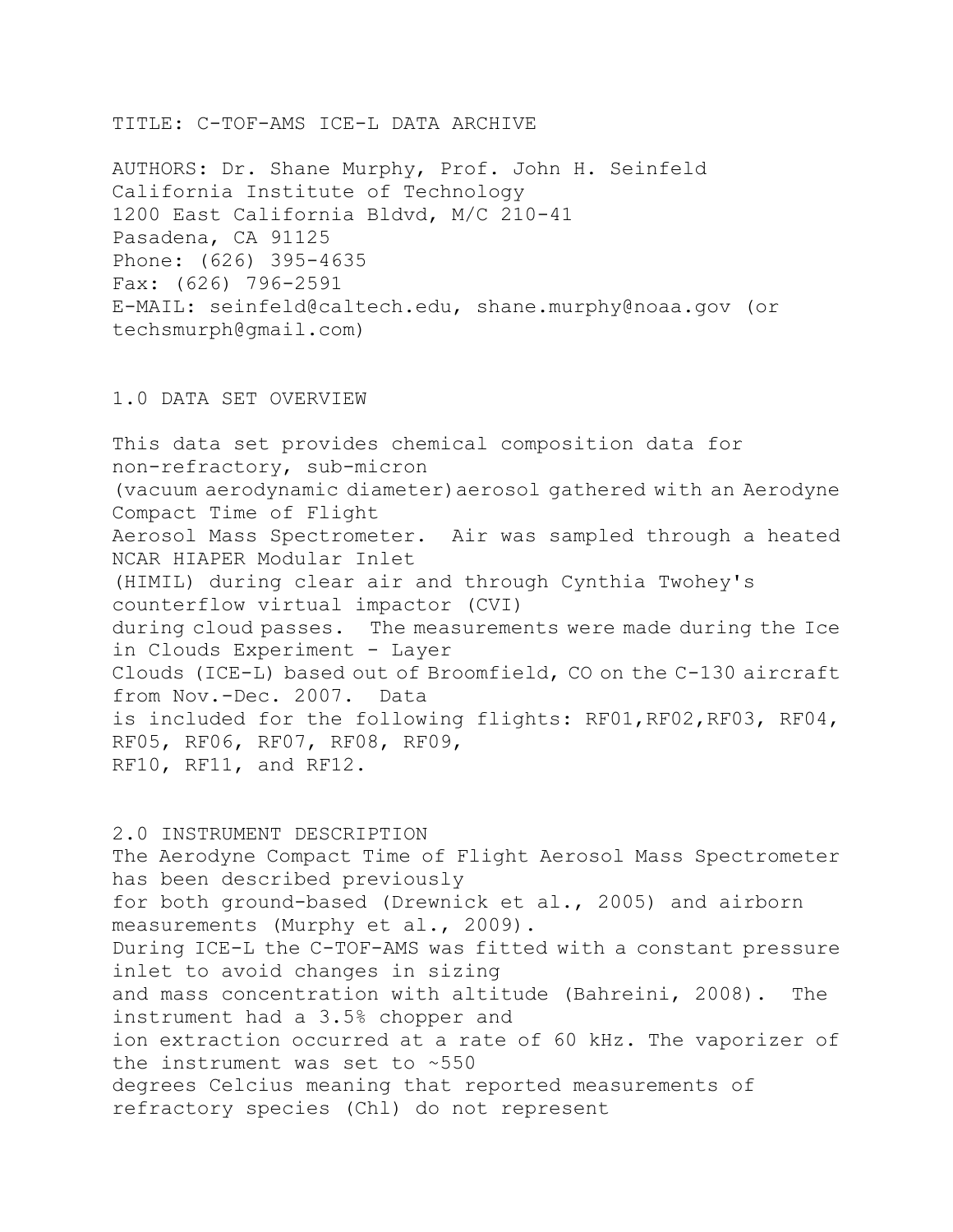TITLE: C-TOF-AMS ICE-L DATA ARCHIVE

AUTHORS: Dr. Shane Murphy, Prof. John H. Seinfeld
California Institute of Technology
1200 East California Bldvd, M/C 210-41
Pasadena, CA 91125
Phone: (626) 395-4635
Fax: (626) 796-2591
E-MAIL: seinfeld@caltech.edu, shane.murphy@noaa.gov (or techsmurph@gmail.com)

## 1.0 DATA SET OVERVIEW

This data set provides chemical composition data for non-refractory, sub-micron (vacuum aerodynamic diameter) aerosol gathered with an Aerodyne Compact Time of Flight Aerosol Mass Spectrometer. Air was sampled through a heated NCAR HIAPER Modular Inlet (HIMIL) during clear air and through Cynthia Twohey's counterflow virtual impactor (CVI) during cloud passes. The measurements were made during the Ice in Clouds Experiment - Layer Clouds (ICE-L) based out of Broomfield, CO on the C-130 aircraft from Nov.-Dec. 2007. Data is included for the following flights: RF01,RF02,RF03, RF04, RF05, RF06, RF07, RF08, RF09, RF10, RF11, and RF12.

## 2.0 INSTRUMENT DESCRIPTION

The Aerodyne Compact Time of Flight Aerosol Mass Spectrometer has been described previously for both ground-based (Drewnick et al., 2005) and airborn measurements (Murphy et al., 2009). During ICE-L the C-TOF-AMS was fitted with a constant pressure inlet to avoid changes in sizing and mass concentration with altitude (Bahreini, 2008). The instrument had a 3.5% chopper and ion extraction occurred at a rate of 60 kHz. The vaporizer of the instrument was set to ~550 degrees Celcius meaning that reported measurements of refractory species (Chl) do not represent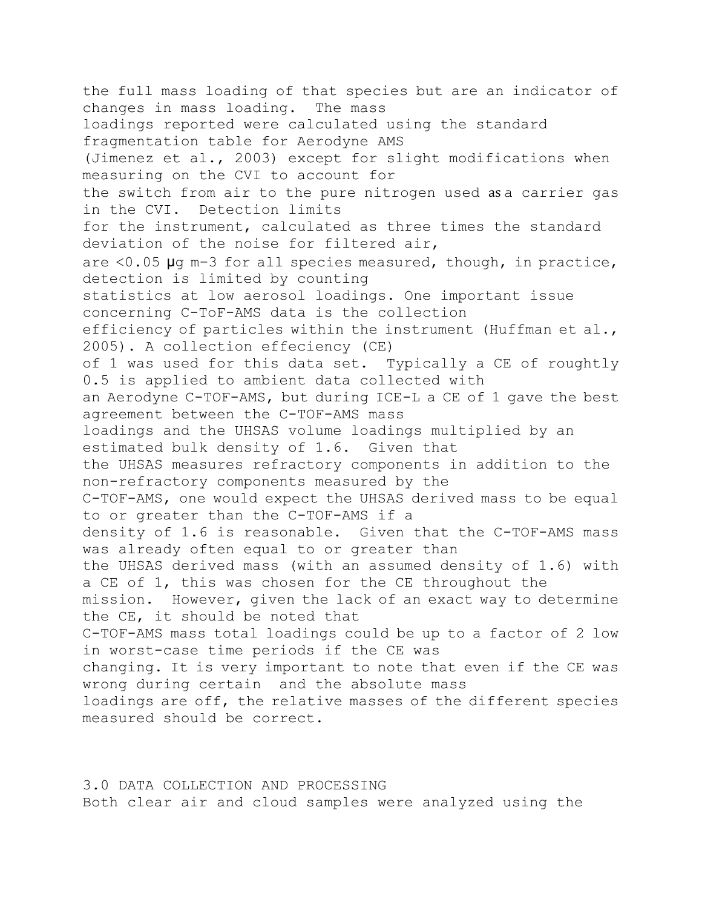the full mass loading of that species but are an indicator of changes in mass loading. The mass loadings reported were calculated using the standard fragmentation table for Aerodyne AMS (Jimenez et al., 2003) except for slight modifications when measuring on the CVI to account for the switch from air to the pure nitrogen used as a carrier gas in the CVI. Detection limits for the instrument, calculated as three times the standard deviation of the noise for filtered air, are <0.05 μg $m^{-3}$ for all species measured, though, in practice, detection is limited by counting statistics at low aerosol loadings. One important issue concerning C-ToF-AMS data is the collection efficiency of particles within the instrument (Huffman et al., 2005). A collection effeciency (CE) of 1 was used for this data set. Typically a CE of roughtly 0.5 is applied to ambient data collected with an Aerodyne C-TOF-AMS, but during ICE-L a CE of 1 gave the best agreement between the C-TOF-AMS mass loadings and the UHSAS volume loadings multiplied by an estimated bulk density of 1.6. Given that the UHSAS measures refractory components in addition to the non-refractory components measured by the C-TOF-AMS, one would expect the UHSAS derived mass to be equal to or greater than the C-TOF-AMS if a density of 1.6 is reasonable. Given that the C-TOF-AMS mass was already often equal to or greater than the UHSAS derived mass (with an assumed density of 1.6) with a CE of 1, this was chosen for the CE throughout the mission. However, given the lack of an exact way to determine the CE, it should be noted that C-TOF-AMS mass total loadings could be up to a factor of 2 low in worst-case time periods if the CE was changing. It is very important to note that even if the CE was wrong during certain and the absolute mass loadings are off, the relative masses of the different species measured should be correct.

## 3.0 DATA COLLECTION AND PROCESSING

Both clear air and cloud samples were analyzed using the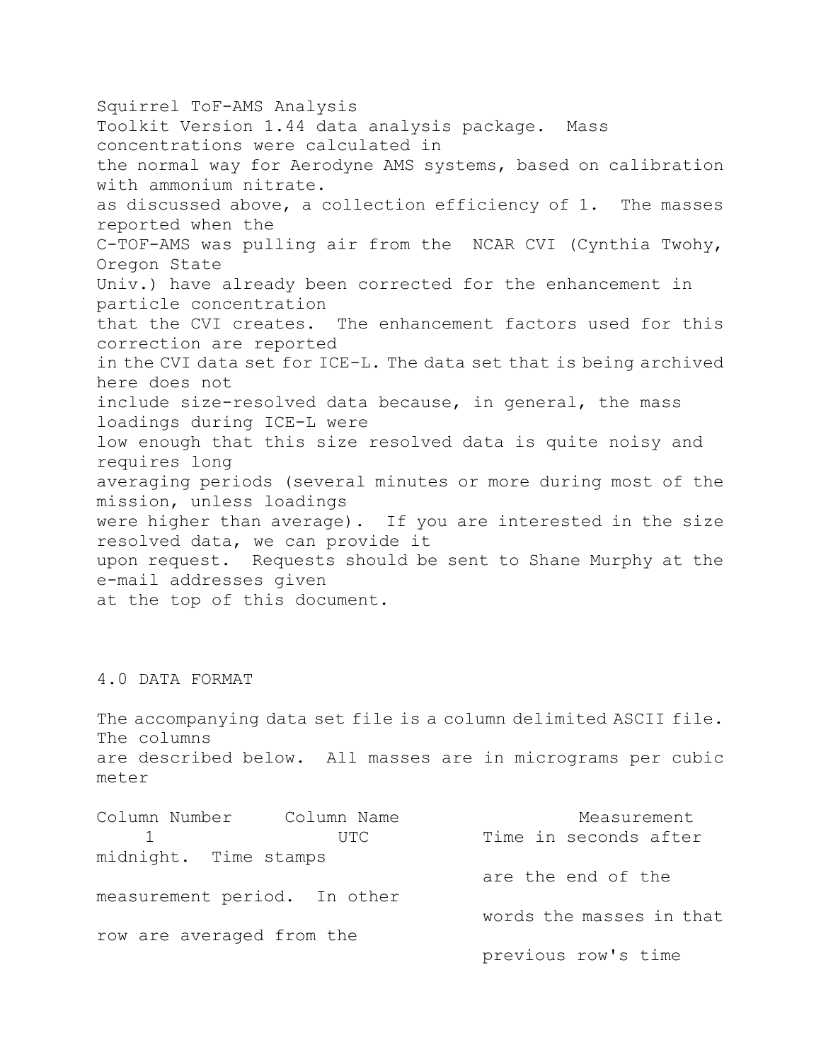Squirrel ToF-AMS Analysis Toolkit Version 1.44 data analysis package. Mass concentrations were calculated in the normal way for Aerodyne AMS systems, based on calibration with ammonium nitrate. as discussed above, a collection efficiency of 1. The masses reported when the C-TOF-AMS was pulling air from the NCAR CVI (Cynthia Twohy, Oregon State Univ.) have already been corrected for the enhancement in particle concentration that the CVI creates. The enhancement factors used for this correction are reported in the CVI data set for ICE-L. The data set that is being archived here does not include size-resolved data because, in general, the mass loadings during ICE-L were low enough that this size resolved data is quite noisy and requires long averaging periods (several minutes or more during most of the mission, unless loadings were higher than average). If you are interested in the size resolved data, we can provide it upon request. Requests should be sent to Shane Murphy at the e-mail addresses given at the top of this document.

## 4.0 DATA FORMAT

The accompanying data set file is a column delimited ASCII file. The columns are described below. All masses are in micrograms per cubic meter

| Column Number | Column Name | Measurement |
| --- | --- | --- |
| 1 | UTC | Time in seconds after midnight. Time stamps are the end of the measurement period. In other words the masses in that row are averaged from the previous row's time |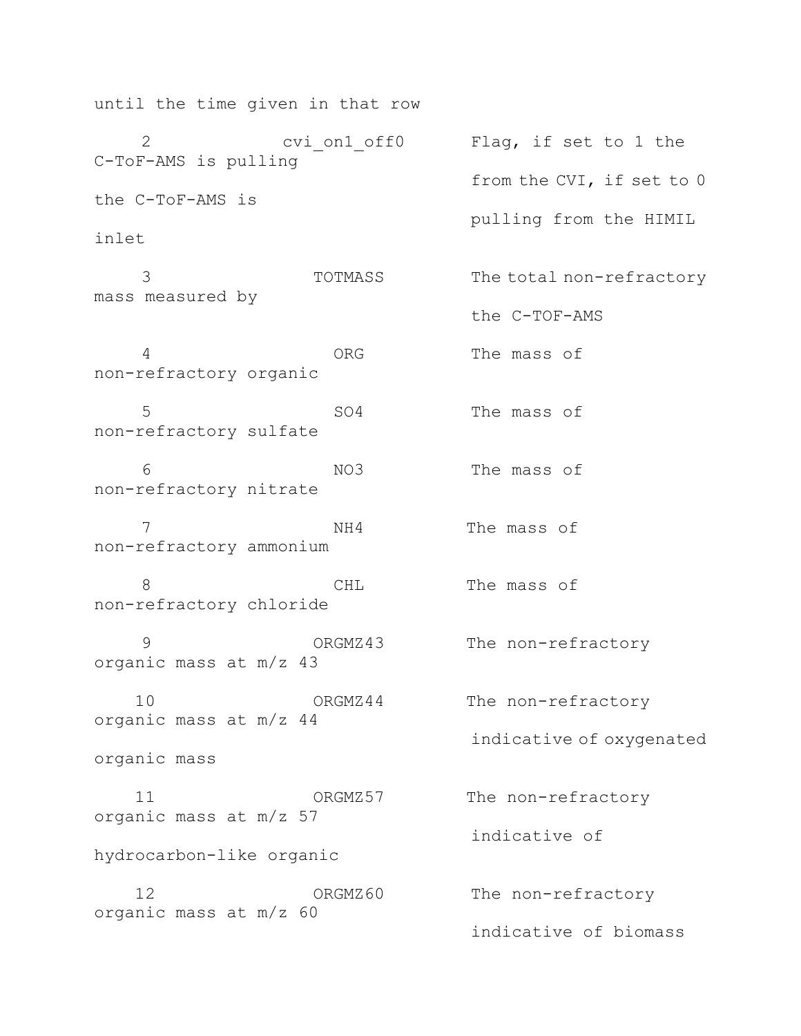until the time given in that row

| # | Variable | Description |
|---|---|---|
| 2 | cvi_on1_off0 | Flag, if set to 1 the C-ToF-AMS is pulling from the CVI, if set to 0 the C-ToF-AMS is pulling from the HIMIL inlet |
| 3 | TOTMASS | The total non-refractory mass measured by the C-TOF-AMS |
| 4 | ORG | The mass of non-refractory organic |
| 5 | SO4 | The mass of non-refractory sulfate |
| 6 | NO3 | The mass of non-refractory nitrate |
| 7 | NH4 | The mass of non-refractory ammonium |
| 8 | CHL | The mass of non-refractory chloride |
| 9 | ORGMZ43 | The non-refractory organic mass at m/z 43 |
| 10 | ORGMZ44 | The non-refractory organic mass at m/z 44 indicative of oxygenated organic mass |
| 11 | ORGMZ57 | The non-refractory organic mass at m/z 57 indicative of hydrocarbon-like organic |
| 12 | ORGMZ60 | The non-refractory organic mass at m/z 60 indicative of biomass |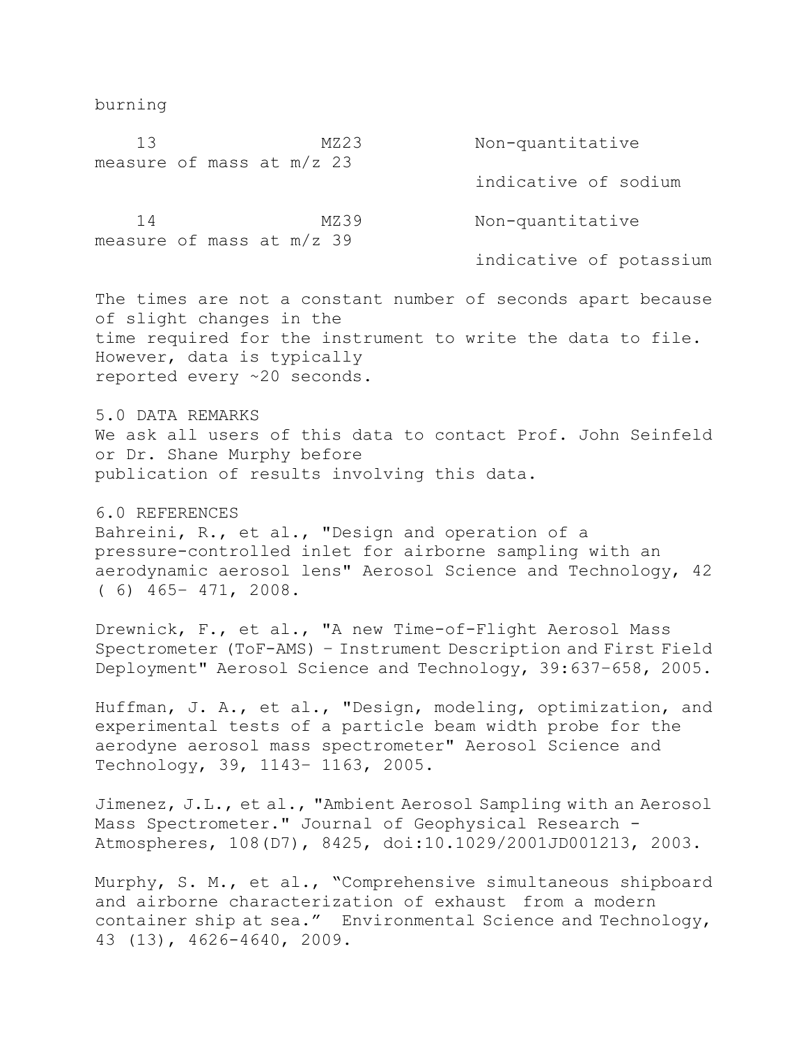burning

| | | |
|---|---|---|
| 13 | MZ23 | Non-quantitative measure of mass at m/z 23 indicative of sodium |
| 14 | MZ39 | Non-quantitative measure of mass at m/z 39 indicative of potassium |

The times are not a constant number of seconds apart because of slight changes in the time required for the instrument to write the data to file. However, data is typically reported every ~20 seconds.

5.0 DATA REMARKS

We ask all users of this data to contact Prof. John Seinfeld or Dr. Shane Murphy before publication of results involving this data.

6.0 REFERENCES

Bahreini, R., et al., "Design and operation of a pressure-controlled inlet for airborne sampling with an aerodynamic aerosol lens" Aerosol Science and Technology, 42 ( 6) 465– 471, 2008.

Drewnick, F., et al., "A new Time-of-Flight Aerosol Mass Spectrometer (ToF-AMS) – Instrument Description and First Field Deployment" Aerosol Science and Technology, 39:637–658, 2005.

Huffman, J. A., et al., "Design, modeling, optimization, and experimental tests of a particle beam width probe for the aerodyne aerosol mass spectrometer" Aerosol Science and Technology, 39, 1143– 1163, 2005.

Jimenez, J.L., et al., "Ambient Aerosol Sampling with an Aerosol Mass Spectrometer." Journal of Geophysical Research - Atmospheres, 108(D7), 8425, doi:10.1029/2001JD001213, 2003.

Murphy, S. M., et al., "Comprehensive simultaneous shipboard and airborne characterization of exhaust from a modern container ship at sea." Environmental Science and Technology, 43 (13), 4626-4640, 2009.